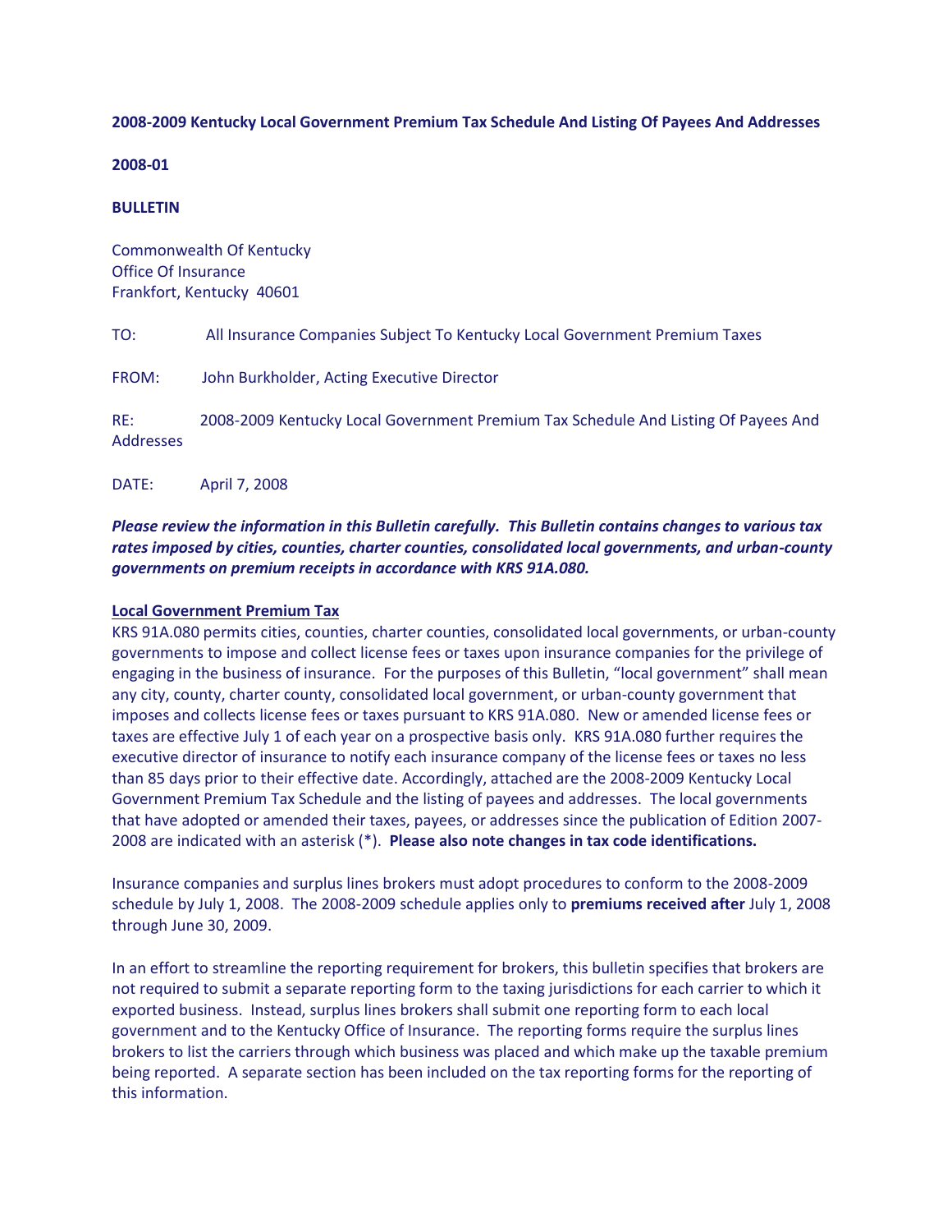**2008-2009 Kentucky Local Government Premium Tax Schedule And Listing Of Payees And Addresses**

**2008-01**

**BULLETIN**

Commonwealth Of Kentucky
Office Of Insurance
Frankfort, Kentucky 40601

TO: All Insurance Companies Subject To Kentucky Local Government Premium Taxes

FROM: John Burkholder, Acting Executive Director

RE: 2008-2009 Kentucky Local Government Premium Tax Schedule And Listing Of Payees And Addresses

DATE: April 7, 2008

***Please review the information in this Bulletin carefully. This Bulletin contains changes to various tax rates imposed by cities, counties, charter counties, consolidated local governments, and urban-county governments on premium receipts in accordance with KRS 91A.080.***

**Local Government Premium Tax**

KRS 91A.080 permits cities, counties, charter counties, consolidated local governments, or urban-county governments to impose and collect license fees or taxes upon insurance companies for the privilege of engaging in the business of insurance. For the purposes of this Bulletin, "local government" shall mean any city, county, charter county, consolidated local government, or urban-county government that imposes and collects license fees or taxes pursuant to KRS 91A.080. New or amended license fees or taxes are effective July 1 of each year on a prospective basis only. KRS 91A.080 further requires the executive director of insurance to notify each insurance company of the license fees or taxes no less than 85 days prior to their effective date. Accordingly, attached are the 2008-2009 Kentucky Local Government Premium Tax Schedule and the listing of payees and addresses. The local governments that have adopted or amended their taxes, payees, or addresses since the publication of Edition 2007-2008 are indicated with an asterisk (*). **Please also note changes in tax code identifications.**

Insurance companies and surplus lines brokers must adopt procedures to conform to the 2008-2009 schedule by July 1, 2008. The 2008-2009 schedule applies only to **premiums received after** July 1, 2008 through June 30, 2009.

In an effort to streamline the reporting requirement for brokers, this bulletin specifies that brokers are not required to submit a separate reporting form to the taxing jurisdictions for each carrier to which it exported business. Instead, surplus lines brokers shall submit one reporting form to each local government and to the Kentucky Office of Insurance. The reporting forms require the surplus lines brokers to list the carriers through which business was placed and which make up the taxable premium being reported. A separate section has been included on the tax reporting forms for the reporting of this information.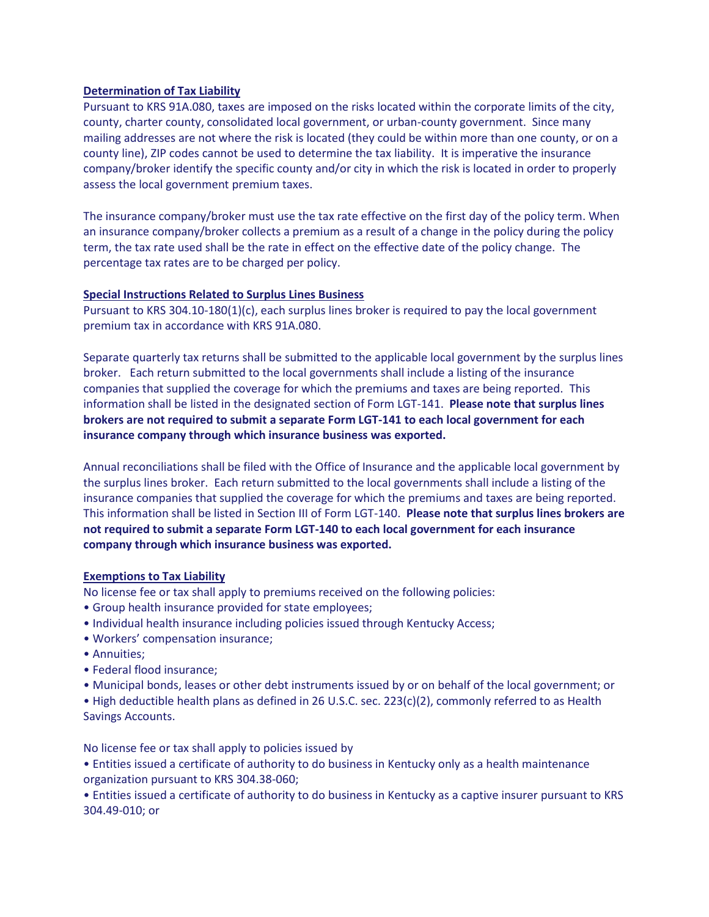**Determination of Tax Liability**

Pursuant to KRS 91A.080, taxes are imposed on the risks located within the corporate limits of the city, county, charter county, consolidated local government, or urban-county government. Since many mailing addresses are not where the risk is located (they could be within more than one county, or on a county line), ZIP codes cannot be used to determine the tax liability. It is imperative the insurance company/broker identify the specific county and/or city in which the risk is located in order to properly assess the local government premium taxes.

The insurance company/broker must use the tax rate effective on the first day of the policy term. When an insurance company/broker collects a premium as a result of a change in the policy during the policy term, the tax rate used shall be the rate in effect on the effective date of the policy change. The percentage tax rates are to be charged per policy.

**Special Instructions Related to Surplus Lines Business**

Pursuant to KRS 304.10-180(1)(c), each surplus lines broker is required to pay the local government premium tax in accordance with KRS 91A.080.

Separate quarterly tax returns shall be submitted to the applicable local government by the surplus lines broker. Each return submitted to the local governments shall include a listing of the insurance companies that supplied the coverage for which the premiums and taxes are being reported. This information shall be listed in the designated section of Form LGT-141. **Please note that surplus lines brokers are not required to submit a separate Form LGT-141 to each local government for each insurance company through which insurance business was exported.**

Annual reconciliations shall be filed with the Office of Insurance and the applicable local government by the surplus lines broker. Each return submitted to the local governments shall include a listing of the insurance companies that supplied the coverage for which the premiums and taxes are being reported. This information shall be listed in Section III of Form LGT-140. **Please note that surplus lines brokers are not required to submit a separate Form LGT-140 to each local government for each insurance company through which insurance business was exported.**

**Exemptions to Tax Liability**

No license fee or tax shall apply to premiums received on the following policies:

- Group health insurance provided for state employees;
- Individual health insurance including policies issued through Kentucky Access;
- Workers' compensation insurance;
- Annuities;
- Federal flood insurance;
- Municipal bonds, leases or other debt instruments issued by or on behalf of the local government; or
- High deductible health plans as defined in 26 U.S.C. sec. 223(c)(2), commonly referred to as Health Savings Accounts.

No license fee or tax shall apply to policies issued by

- Entities issued a certificate of authority to do business in Kentucky only as a health maintenance organization pursuant to KRS 304.38-060;
- Entities issued a certificate of authority to do business in Kentucky as a captive insurer pursuant to KRS 304.49-010; or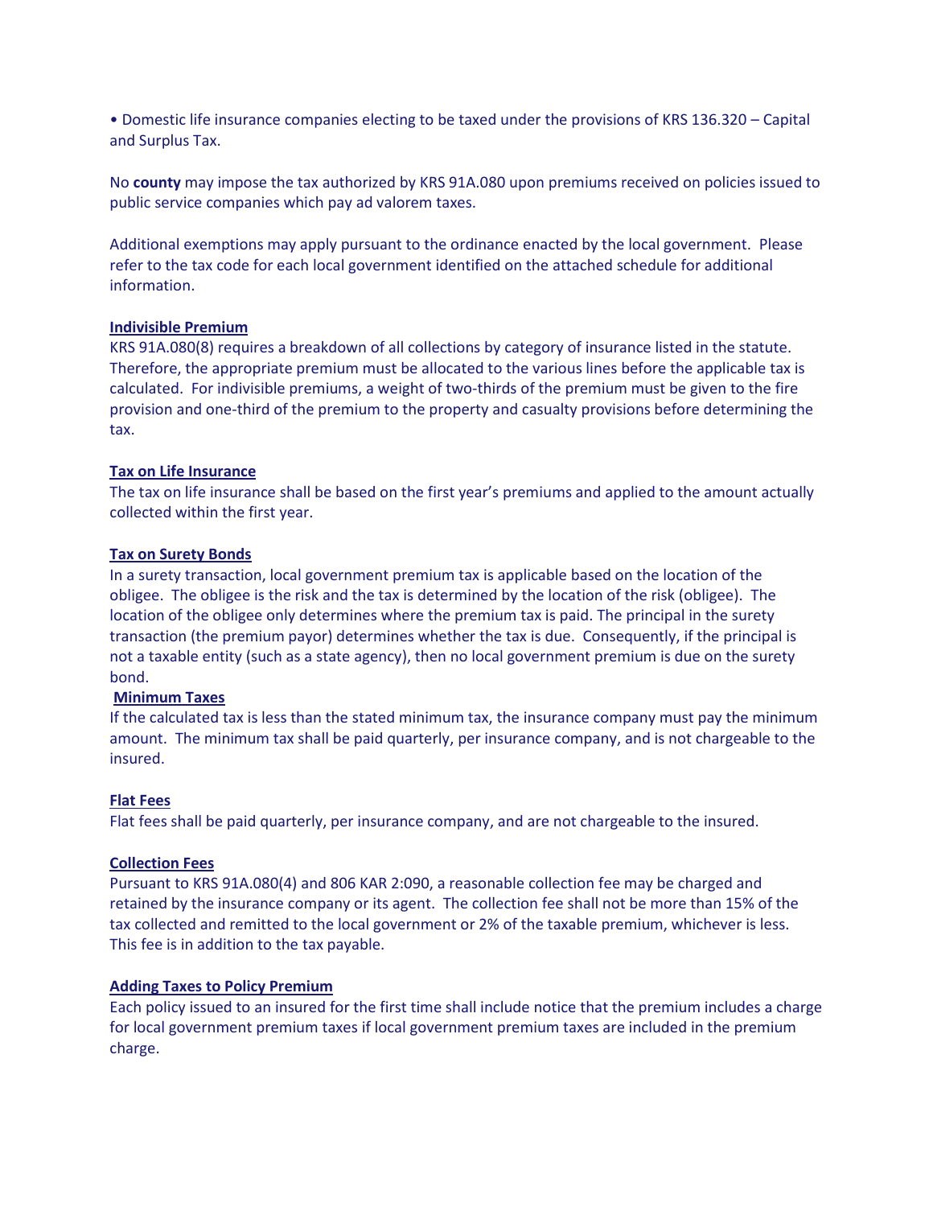- Domestic life insurance companies electing to be taxed under the provisions of KRS 136.320 – Capital and Surplus Tax.

No **county** may impose the tax authorized by KRS 91A.080 upon premiums received on policies issued to public service companies which pay ad valorem taxes.

Additional exemptions may apply pursuant to the ordinance enacted by the local government. Please refer to the tax code for each local government identified on the attached schedule for additional information.

**Indivisible Premium**

KRS 91A.080(8) requires a breakdown of all collections by category of insurance listed in the statute. Therefore, the appropriate premium must be allocated to the various lines before the applicable tax is calculated. For indivisible premiums, a weight of two-thirds of the premium must be given to the fire provision and one-third of the premium to the property and casualty provisions before determining the tax.

**Tax on Life Insurance**

The tax on life insurance shall be based on the first year's premiums and applied to the amount actually collected within the first year.

**Tax on Surety Bonds**

In a surety transaction, local government premium tax is applicable based on the location of the obligee. The obligee is the risk and the tax is determined by the location of the risk (obligee). The location of the obligee only determines where the premium tax is paid. The principal in the surety transaction (the premium payor) determines whether the tax is due. Consequently, if the principal is not a taxable entity (such as a state agency), then no local government premium is due on the surety bond.

**Minimum Taxes**

If the calculated tax is less than the stated minimum tax, the insurance company must pay the minimum amount. The minimum tax shall be paid quarterly, per insurance company, and is not chargeable to the insured.

**Flat Fees**

Flat fees shall be paid quarterly, per insurance company, and are not chargeable to the insured.

**Collection Fees**

Pursuant to KRS 91A.080(4) and 806 KAR 2:090, a reasonable collection fee may be charged and retained by the insurance company or its agent. The collection fee shall not be more than 15% of the tax collected and remitted to the local government or 2% of the taxable premium, whichever is less. This fee is in addition to the tax payable.

**Adding Taxes to Policy Premium**

Each policy issued to an insured for the first time shall include notice that the premium includes a charge for local government premium taxes if local government premium taxes are included in the premium charge.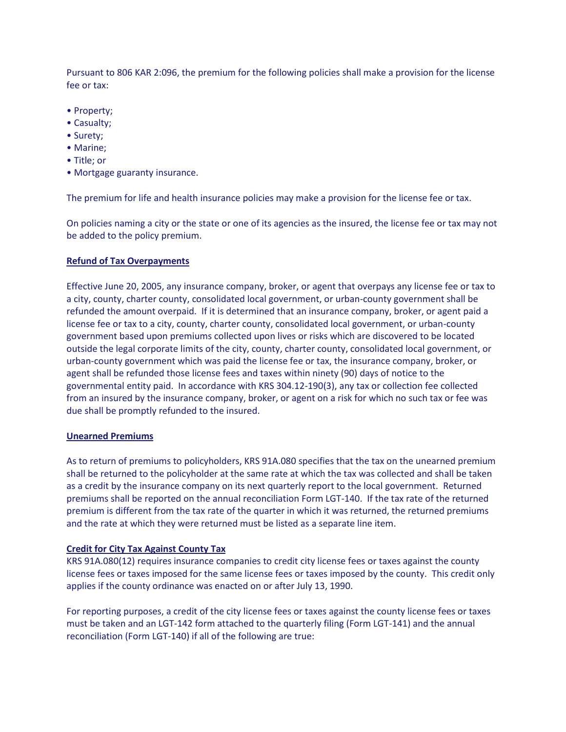Pursuant to 806 KAR 2:096, the premium for the following policies shall make a provision for the license fee or tax:

- Property;
- Casualty;
- Surety;
- Marine;
- Title; or
- Mortgage guaranty insurance.

The premium for life and health insurance policies may make a provision for the license fee or tax.

On policies naming a city or the state or one of its agencies as the insured, the license fee or tax may not be added to the policy premium.

**Refund of Tax Overpayments**

Effective June 20, 2005, any insurance company, broker, or agent that overpays any license fee or tax to a city, county, charter county, consolidated local government, or urban-county government shall be refunded the amount overpaid. If it is determined that an insurance company, broker, or agent paid a license fee or tax to a city, county, charter county, consolidated local government, or urban-county government based upon premiums collected upon lives or risks which are discovered to be located outside the legal corporate limits of the city, county, charter county, consolidated local government, or urban-county government which was paid the license fee or tax, the insurance company, broker, or agent shall be refunded those license fees and taxes within ninety (90) days of notice to the governmental entity paid. In accordance with KRS 304.12-190(3), any tax or collection fee collected from an insured by the insurance company, broker, or agent on a risk for which no such tax or fee was due shall be promptly refunded to the insured.

**Unearned Premiums**

As to return of premiums to policyholders, KRS 91A.080 specifies that the tax on the unearned premium shall be returned to the policyholder at the same rate at which the tax was collected and shall be taken as a credit by the insurance company on its next quarterly report to the local government. Returned premiums shall be reported on the annual reconciliation Form LGT-140. If the tax rate of the returned premium is different from the tax rate of the quarter in which it was returned, the returned premiums and the rate at which they were returned must be listed as a separate line item.

**Credit for City Tax Against County Tax**

KRS 91A.080(12) requires insurance companies to credit city license fees or taxes against the county license fees or taxes imposed for the same license fees or taxes imposed by the county. This credit only applies if the county ordinance was enacted on or after July 13, 1990.

For reporting purposes, a credit of the city license fees or taxes against the county license fees or taxes must be taken and an LGT-142 form attached to the quarterly filing (Form LGT-141) and the annual reconciliation (Form LGT-140) if all of the following are true: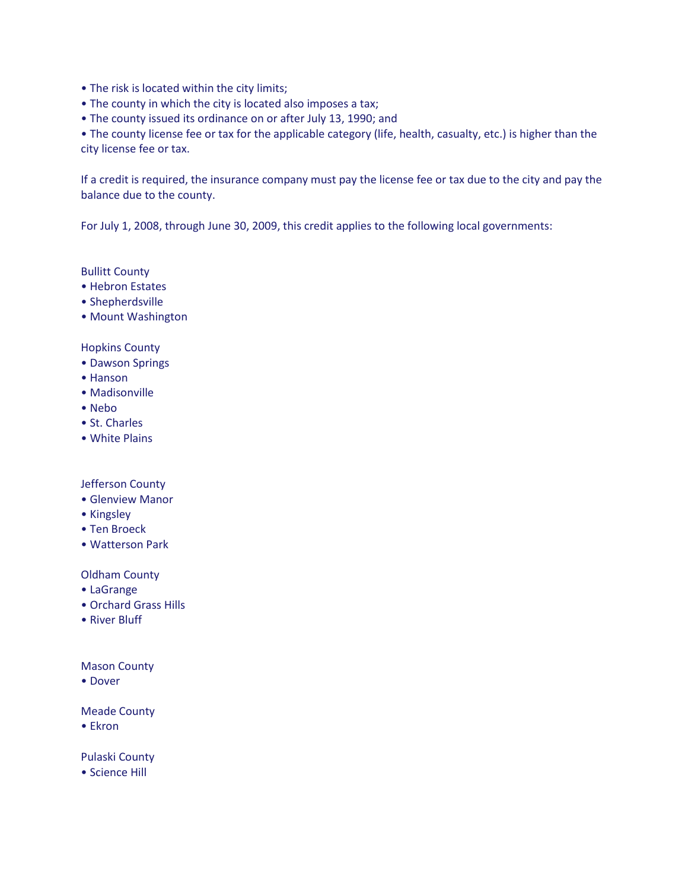- The risk is located within the city limits;
- The county in which the city is located also imposes a tax;
- The county issued its ordinance on or after July 13, 1990; and
- The county license fee or tax for the applicable category (life, health, casualty, etc.) is higher than the city license fee or tax.

If a credit is required, the insurance company must pay the license fee or tax due to the city and pay the balance due to the county.

For July 1, 2008, through June 30, 2009, this credit applies to the following local governments:

Bullitt County
- Hebron Estates
- Shepherdsville
- Mount Washington

Hopkins County
- Dawson Springs
- Hanson
- Madisonville
- Nebo
- St. Charles
- White Plains

Jefferson County
- Glenview Manor
- Kingsley
- Ten Broeck
- Watterson Park

Oldham County
- LaGrange
- Orchard Grass Hills
- River Bluff

Mason County
- Dover

Meade County
- Ekron

Pulaski County
- Science Hill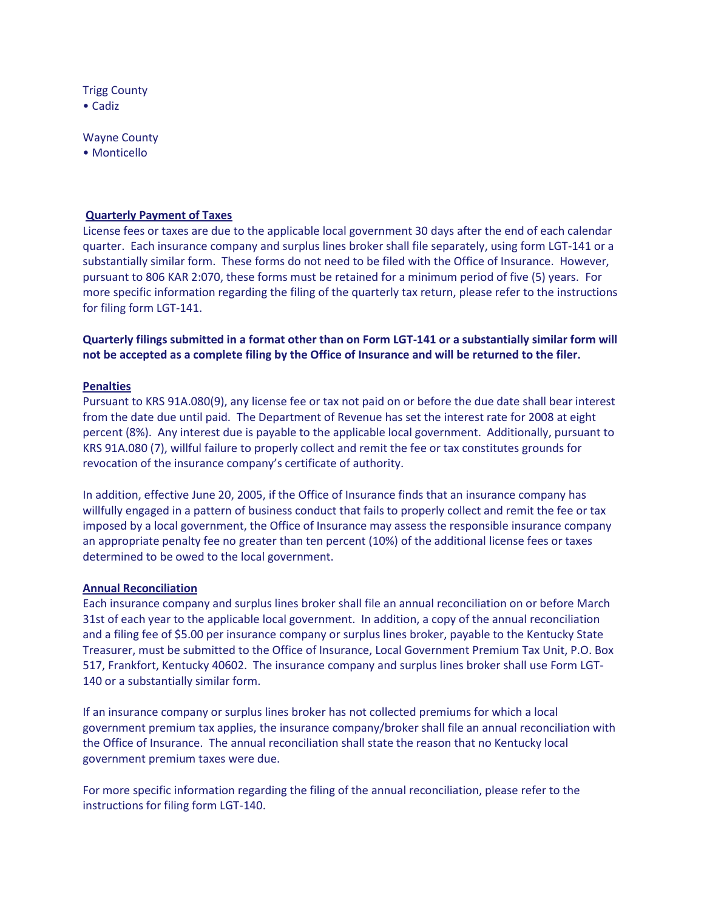Trigg County
- Cadiz

Wayne County
- Monticello

**Quarterly Payment of Taxes**

License fees or taxes are due to the applicable local government 30 days after the end of each calendar quarter. Each insurance company and surplus lines broker shall file separately, using form LGT-141 or a substantially similar form. These forms do not need to be filed with the Office of Insurance. However, pursuant to 806 KAR 2:070, these forms must be retained for a minimum period of five (5) years. For more specific information regarding the filing of the quarterly tax return, please refer to the instructions for filing form LGT-141.

**Quarterly filings submitted in a format other than on Form LGT-141 or a substantially similar form will not be accepted as a complete filing by the Office of Insurance and will be returned to the filer.**

**Penalties**

Pursuant to KRS 91A.080(9), any license fee or tax not paid on or before the due date shall bear interest from the date due until paid. The Department of Revenue has set the interest rate for 2008 at eight percent (8%). Any interest due is payable to the applicable local government. Additionally, pursuant to KRS 91A.080 (7), willful failure to properly collect and remit the fee or tax constitutes grounds for revocation of the insurance company's certificate of authority.

In addition, effective June 20, 2005, if the Office of Insurance finds that an insurance company has willfully engaged in a pattern of business conduct that fails to properly collect and remit the fee or tax imposed by a local government, the Office of Insurance may assess the responsible insurance company an appropriate penalty fee no greater than ten percent (10%) of the additional license fees or taxes determined to be owed to the local government.

**Annual Reconciliation**

Each insurance company and surplus lines broker shall file an annual reconciliation on or before March 31st of each year to the applicable local government. In addition, a copy of the annual reconciliation and a filing fee of $5.00 per insurance company or surplus lines broker, payable to the Kentucky State Treasurer, must be submitted to the Office of Insurance, Local Government Premium Tax Unit, P.O. Box 517, Frankfort, Kentucky 40602. The insurance company and surplus lines broker shall use Form LGT-140 or a substantially similar form.

If an insurance company or surplus lines broker has not collected premiums for which a local government premium tax applies, the insurance company/broker shall file an annual reconciliation with the Office of Insurance. The annual reconciliation shall state the reason that no Kentucky local government premium taxes were due.

For more specific information regarding the filing of the annual reconciliation, please refer to the instructions for filing form LGT-140.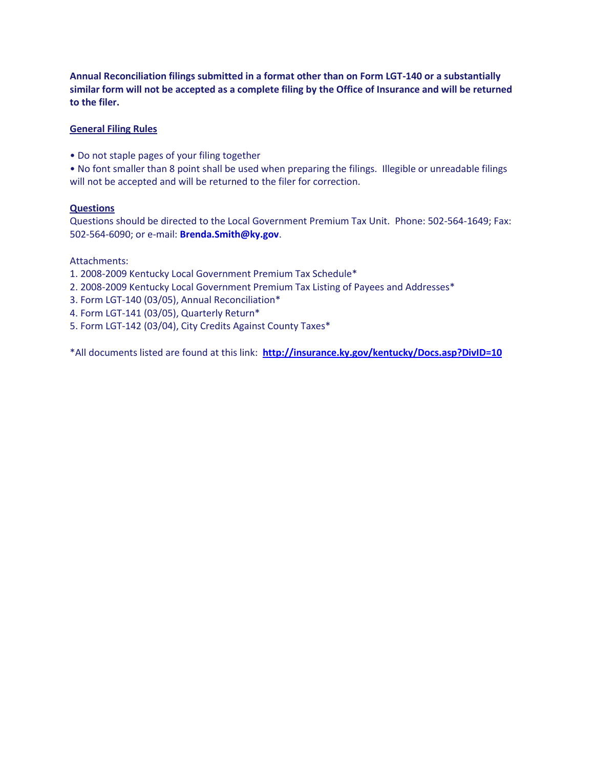**Annual Reconciliation filings submitted in a format other than on Form LGT-140 or a substantially similar form will not be accepted as a complete filing by the Office of Insurance and will be returned to the filer.**

**General Filing Rules**

• Do not staple pages of your filing together
• No font smaller than 8 point shall be used when preparing the filings. Illegible or unreadable filings will not be accepted and will be returned to the filer for correction.

**Questions**

Questions should be directed to the Local Government Premium Tax Unit. Phone: 502-564-1649; Fax: 502-564-6090; or e-mail: **Brenda.Smith@ky.gov**.

Attachments:
1. 2008-2009 Kentucky Local Government Premium Tax Schedule*
2. 2008-2009 Kentucky Local Government Premium Tax Listing of Payees and Addresses*
3. Form LGT-140 (03/05), Annual Reconciliation*
4. Form LGT-141 (03/05), Quarterly Return*
5. Form LGT-142 (03/04), City Credits Against County Taxes*

*All documents listed are found at this link: **http://insurance.ky.gov/kentucky/Docs.asp?DivID=10**